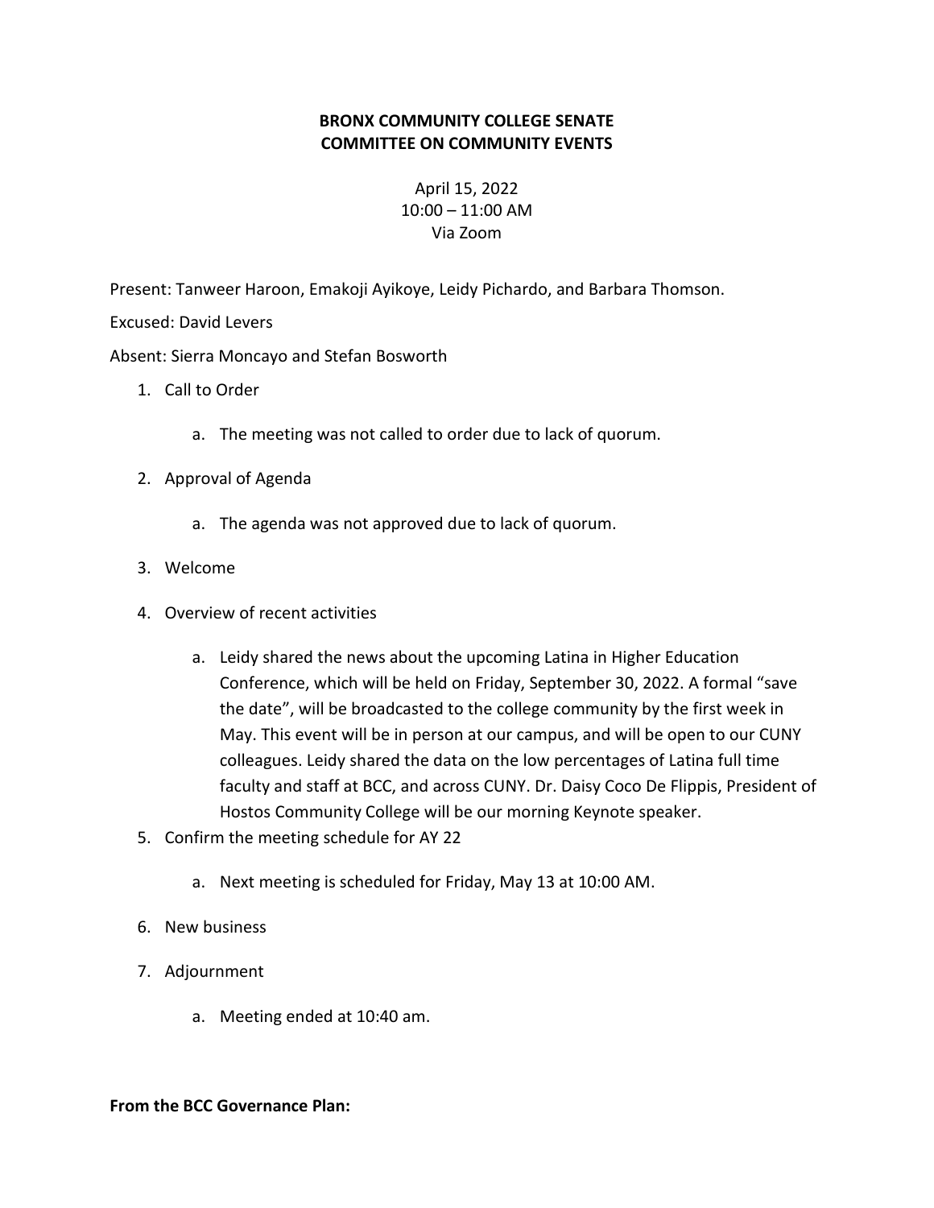# BRONX COMMUNITY COLLEGE SENATE
## COMMITTEE ON COMMUNITY EVENTS

April 15, 2022
10:00 – 11:00 AM
Via Zoom

Present: Tanweer Haroon, Emakoji Ayikoye, Leidy Pichardo, and Barbara Thomson.

Excused: David Levers

Absent: Sierra Moncayo and Stefan Bosworth

1. Call to Order
   a. The meeting was not called to order due to lack of quorum.
2. Approval of Agenda
   a. The agenda was not approved due to lack of quorum.
3. Welcome
4. Overview of recent activities
   a. Leidy shared the news about the upcoming Latina in Higher Education Conference, which will be held on Friday, September 30, 2022. A formal "save the date", will be broadcasted to the college community by the first week in May. This event will be in person at our campus, and will be open to our CUNY colleagues. Leidy shared the data on the low percentages of Latina full time faculty and staff at BCC, and across CUNY. Dr. Daisy Coco De Flippis, President of Hostos Community College will be our morning Keynote speaker.
5. Confirm the meeting schedule for AY 22
   a. Next meeting is scheduled for Friday, May 13 at 10:00 AM.
6. New business
7. Adjournment
   a. Meeting ended at 10:40 am.

**From the BCC Governance Plan:**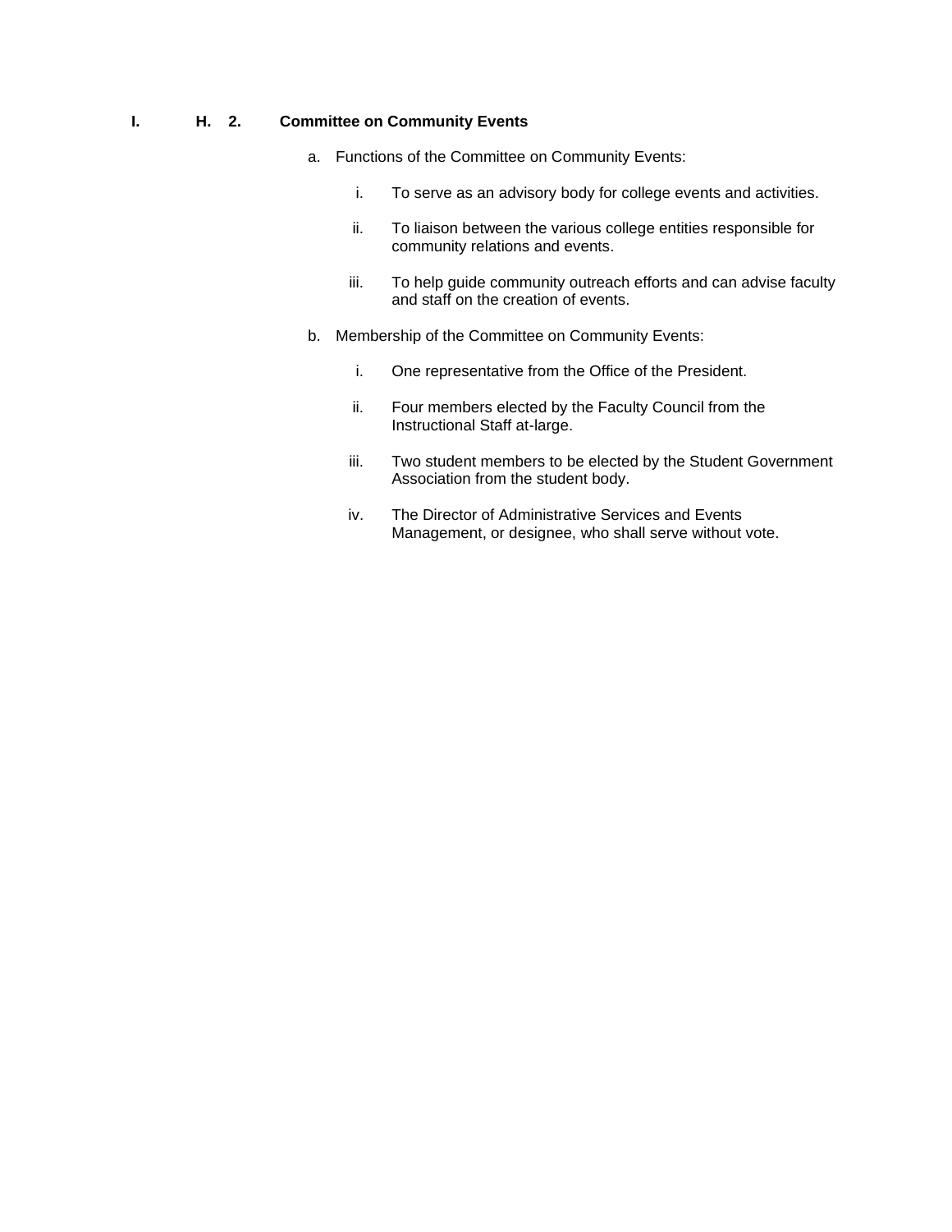**I. H. 2. Committee on Community Events**

a. Functions of the Committee on Community Events:

   i. To serve as an advisory body for college events and activities.

   ii. To liaison between the various college entities responsible for community relations and events.

   iii. To help guide community outreach efforts and can advise faculty and staff on the creation of events.

b. Membership of the Committee on Community Events:

   i. One representative from the Office of the President.

   ii. Four members elected by the Faculty Council from the Instructional Staff at-large.

   iii. Two student members to be elected by the Student Government Association from the student body.

   iv. The Director of Administrative Services and Events Management, or designee, who shall serve without vote.